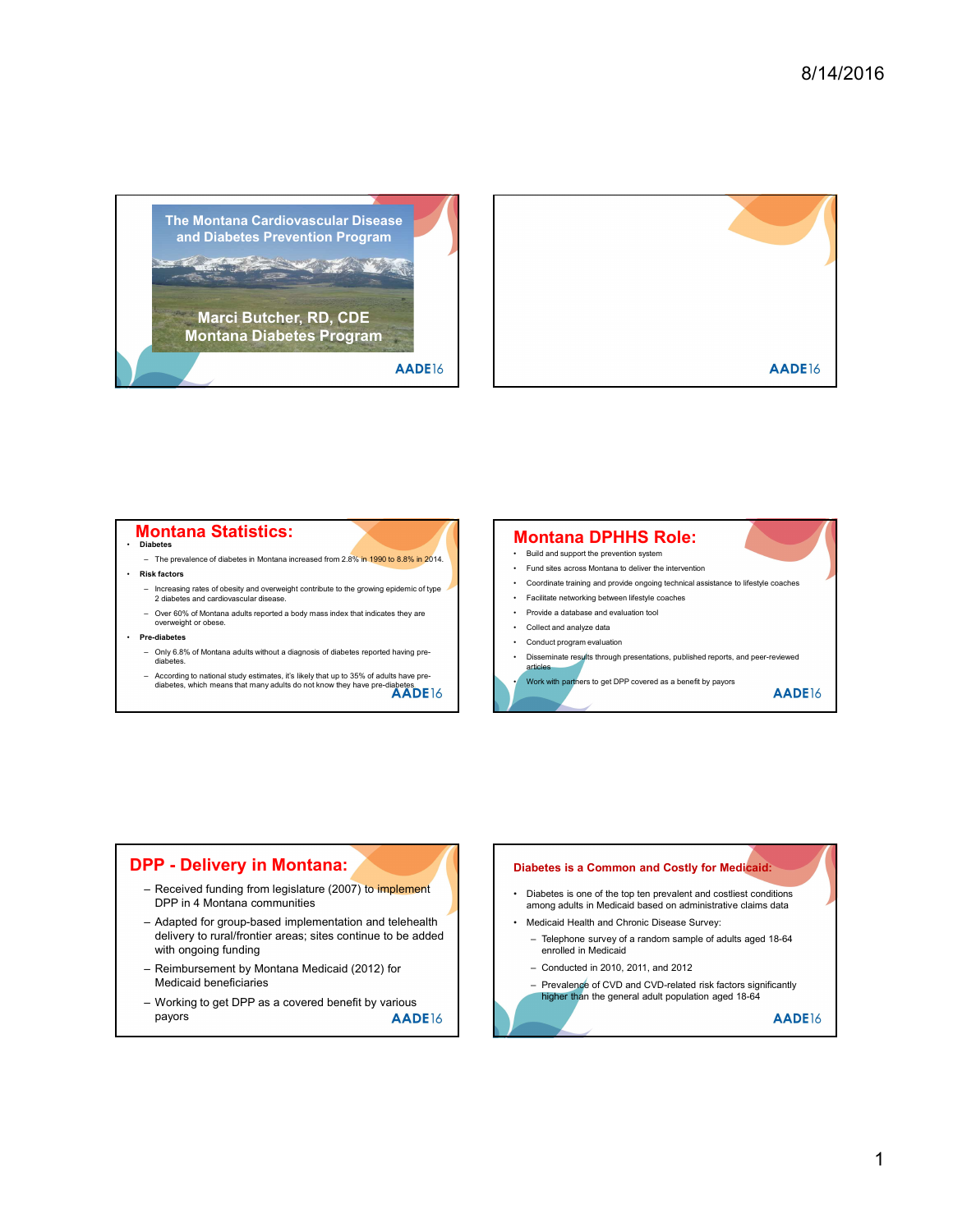## The Montana Cardiovascular Disease and Diabetes Prevention Program

Marci Butcher, RD, CDE
Montana Diabetes Program

AADE16

---

AADE16

---

## Montana Statistics:

- **Diabetes**
  - The prevalence of diabetes in Montana increased from 2.8% in 1990 to 8.8% in 2014.
- **Risk factors**
  - Increasing rates of obesity and overweight contribute to the growing epidemic of type 2 diabetes and cardiovascular disease.
  - Over 60% of Montana adults reported a body mass index that indicates they are overweight or obese.
- **Pre-diabetes**
  - Only 6.8% of Montana adults without a diagnosis of diabetes reported having pre-diabetes.
  - According to national study estimates, it's likely that up to 35% of adults have pre-diabetes, which means that many adults do not know they have pre-diabetes.

AADE16

---

## Montana DPHHS Role:

- Build and support the prevention system
- Fund sites across Montana to deliver the intervention
- Coordinate training and provide ongoing technical assistance to lifestyle coaches
- Facilitate networking between lifestyle coaches
- Provide a database and evaluation tool
- Collect and analyze data
- Conduct program evaluation
- Disseminate results through presentations, published reports, and peer-reviewed articles
- Work with partners to get DPP covered as a benefit by payors

AADE16

---

## DPP - Delivery in Montana:

- Received funding from legislature (2007) to implement DPP in 4 Montana communities
- Adapted for group-based implementation and telehealth delivery to rural/frontier areas; sites continue to be added with ongoing funding
- Reimbursement by Montana Medicaid (2012) for Medicaid beneficiaries
- Working to get DPP as a covered benefit by various payors

AADE16

---

## Diabetes is a Common and Costly for Medicaid:

- Diabetes is one of the top ten prevalent and costliest conditions among adults in Medicaid based on administrative claims data
- Medicaid Health and Chronic Disease Survey:
  - Telephone survey of a random sample of adults aged 18-64 enrolled in Medicaid
  - Conducted in 2010, 2011, and 2012
  - Prevalence of CVD and CVD-related risk factors significantly higher than the general adult population aged 18-64

AADE16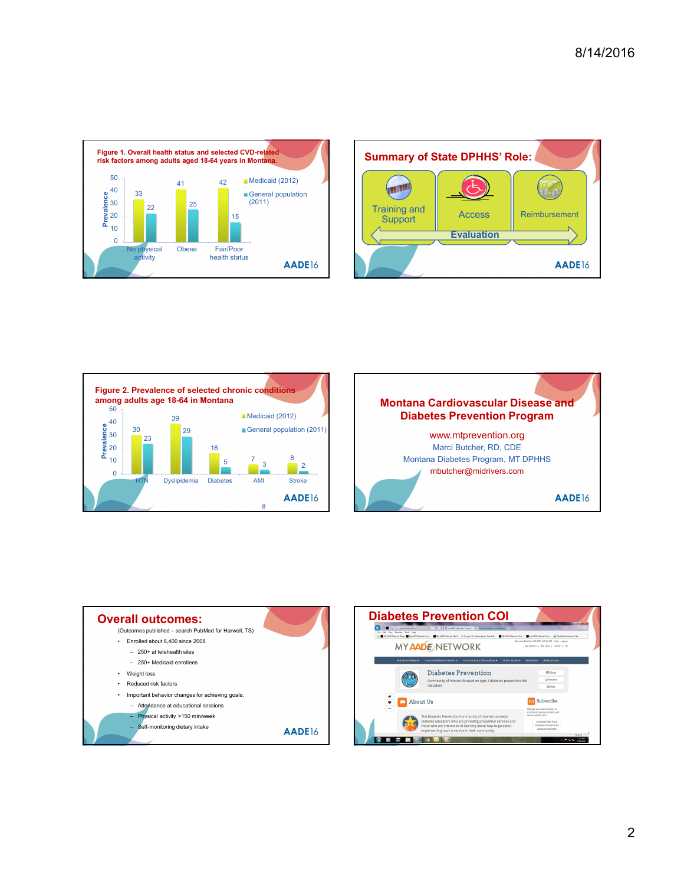**Figure 1. Overall health status and selected CVD-related risk factors among adults aged 18-64 years in Montana.**

Prevalence

50
40
30
20
10
0

Medicaid (2012)
General population (2011)

33 22
41 25
42 15

No physical activity
Obese
Fair/Poor health status

AADE16

## Summary of State DPHHS' Role:

Training and Support
Access
Reimbursement
Evaluation

AADE16

**Figure 2. Prevalence of selected chronic conditions among adults age 18-64 in Montana**

Prevalence

50
40
30
20
10
0

Medicaid (2012)
General population (2011)

30 23
39 29
16 5
7 3
8 2

HTN
Dyslipidemia
Diabetes
AMI
Stroke

AADE16

8

## Montana Cardiovascular Disease and Diabetes Prevention Program

www.mtprevention.org
Marci Butcher, RD, CDE
Montana Diabetes Program, MT DPHHS
mbutcher@midrivers.com

AADE16

## Overall outcomes:

(Outcomes published – search PubMed for Harwell, TS)

- Enrolled about 6,400 since 2008
  - 250+ at telehealth sites
  - 250+ Medicaid enrollees
- Weight loss
- Reduced risk factors
- Important behavior changes for achieving goals:
  - Attendance at educational sessions
  - Physical activity >150 min/week
  - Self-monitoring dietary intake

AADE16

## Diabetes Prevention COI

MY AADE NETWORK

Diabetes Prevention

Community of interest focused on type 2 diabetes prevention/risk reduction

About Us

Subscribe

The Diabetes Prevention Community of Interest connects diabetes educators who are providing prevention services and those who are interested in learning about how to go about implementing such a service in their community.